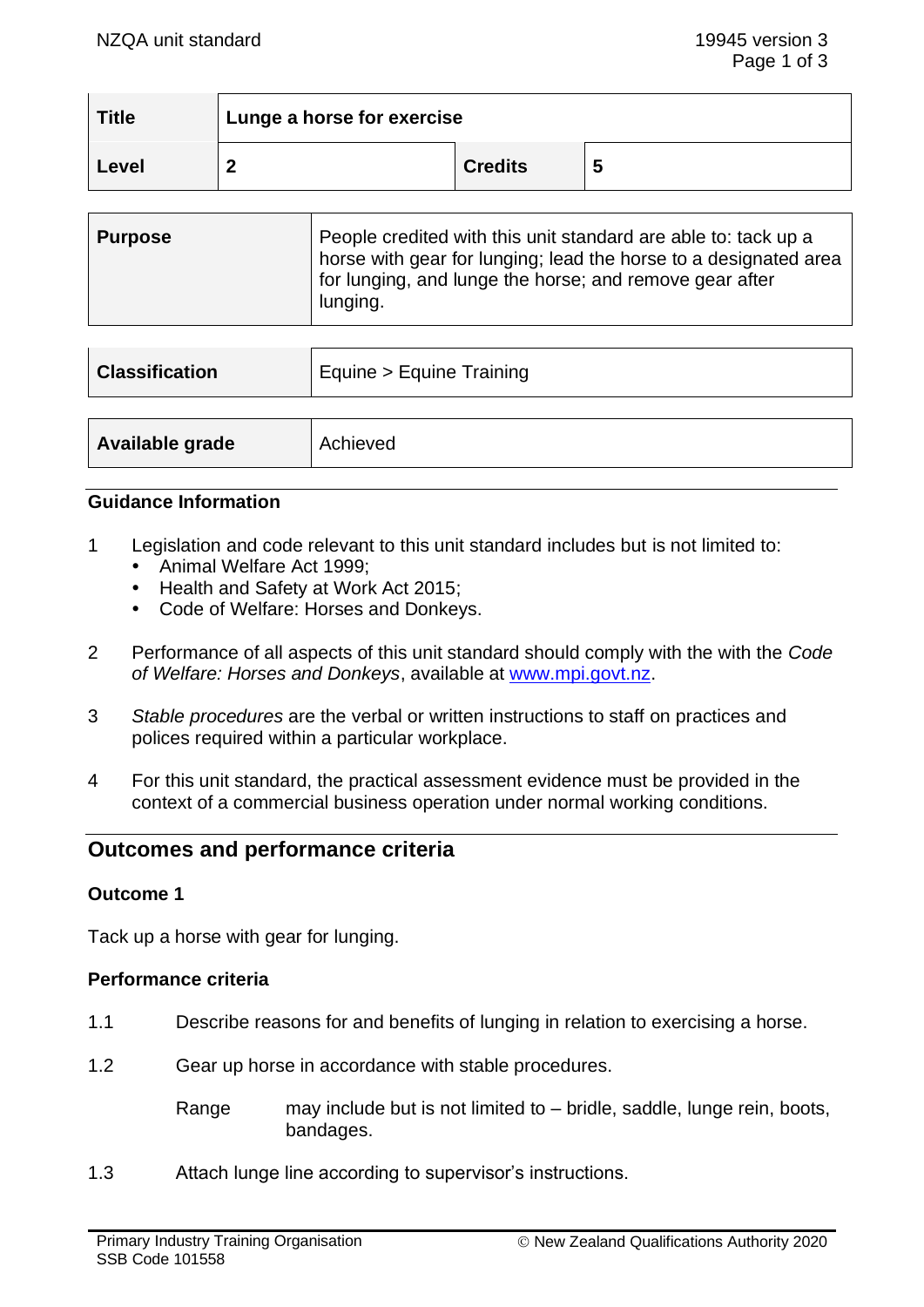| Title | Lunge a horse for exercise | | |
|---|---|---|---|
| Level | 2 | Credits | 5 |

| Purpose | People credited with this unit standard are able to: tack up a horse with gear for lunging; lead the horse to a designated area for lunging, and lunge the horse; and remove gear after lunging. |
|---|---|

| Classification | Equine > Equine Training |
|---|---|

| Available grade | Achieved |
|---|---|

### Guidance Information

1. Legislation and code relevant to this unit standard includes but is not limited to:
   - Animal Welfare Act 1999;
   - Health and Safety at Work Act 2015;
   - Code of Welfare: Horses and Donkeys.

2. Performance of all aspects of this unit standard should comply with the with the *Code of Welfare: Horses and Donkeys*, available at www.mpi.govt.nz.

3. *Stable procedures* are the verbal or written instructions to staff on practices and polices required within a particular workplace.

4. For this unit standard, the practical assessment evidence must be provided in the context of a commercial business operation under normal working conditions.

## Outcomes and performance criteria

### Outcome 1

Tack up a horse with gear for lunging.

### Performance criteria

1.1 Describe reasons for and benefits of lunging in relation to exercising a horse.

1.2 Gear up horse in accordance with stable procedures.

Range: may include but is not limited to – bridle, saddle, lunge rein, boots, bandages.

1.3 Attach lunge line according to supervisor's instructions.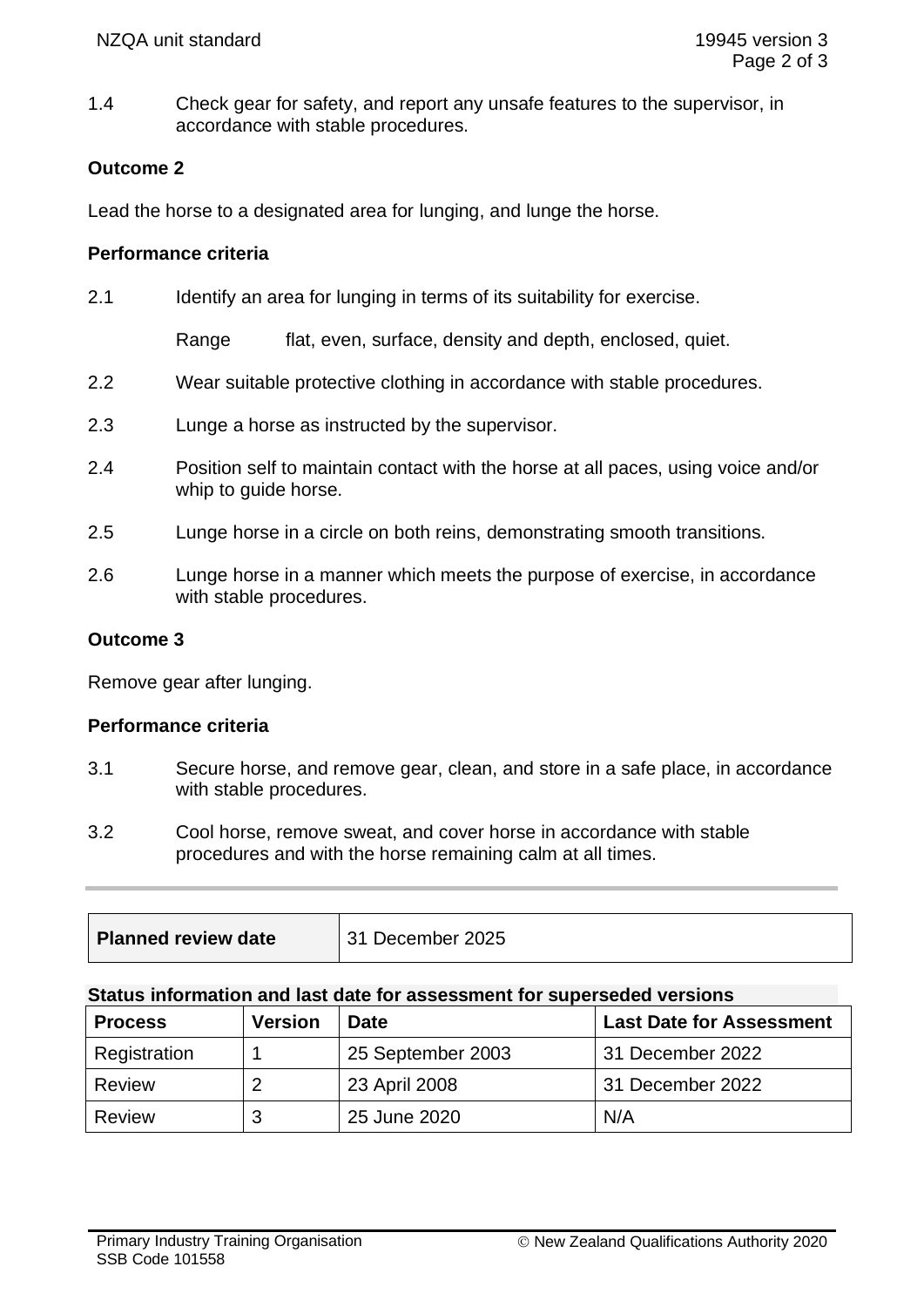1.4 Check gear for safety, and report any unsafe features to the supervisor, in accordance with stable procedures.

**Outcome 2**

Lead the horse to a designated area for lunging, and lunge the horse.

**Performance criteria**

2.1 Identify an area for lunging in terms of its suitability for exercise.

Range flat, even, surface, density and depth, enclosed, quiet.

2.2 Wear suitable protective clothing in accordance with stable procedures.

2.3 Lunge a horse as instructed by the supervisor.

2.4 Position self to maintain contact with the horse at all paces, using voice and/or whip to guide horse.

2.5 Lunge horse in a circle on both reins, demonstrating smooth transitions.

2.6 Lunge horse in a manner which meets the purpose of exercise, in accordance with stable procedures.

**Outcome 3**

Remove gear after lunging.

**Performance criteria**

3.1 Secure horse, and remove gear, clean, and store in a safe place, in accordance with stable procedures.

3.2 Cool horse, remove sweat, and cover horse in accordance with stable procedures and with the horse remaining calm at all times.

| **Planned review date** | 31 December 2025 |
|---|---|

**Status information and last date for assessment for superseded versions**

| Process | Version | Date | Last Date for Assessment |
|---|---|---|---|
| Registration | 1 | 25 September 2003 | 31 December 2022 |
| Review | 2 | 23 April 2008 | 31 December 2022 |
| Review | 3 | 25 June 2020 | N/A |

Primary Industry Training Organisation
SSB Code 101558

© New Zealand Qualifications Authority 2020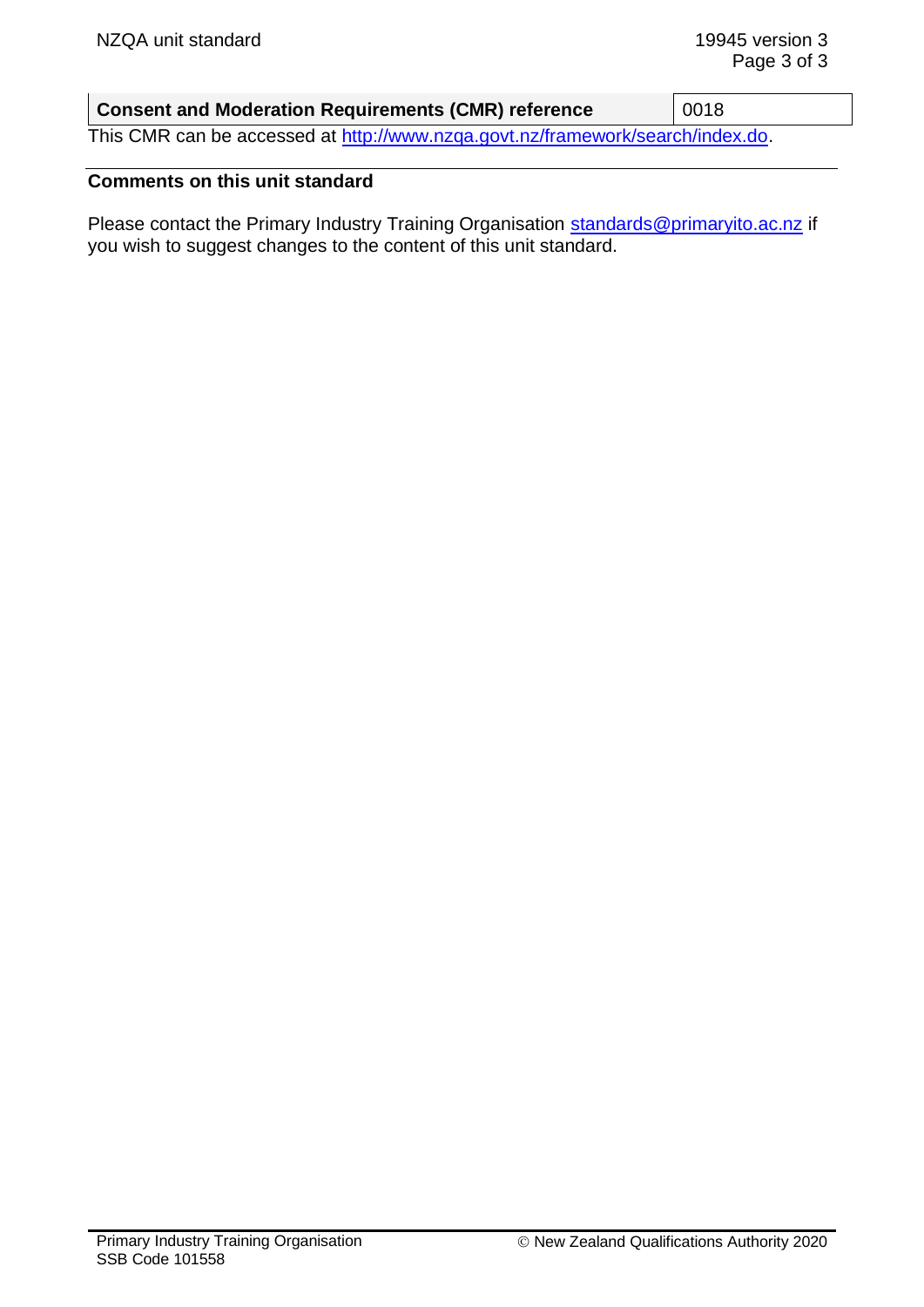| Consent and Moderation Requirements (CMR) reference | 0018 |
| --- | --- |

This CMR can be accessed at http://www.nzqa.govt.nz/framework/search/index.do.

**Comments on this unit standard**

Please contact the Primary Industry Training Organisation standards@primaryito.ac.nz if you wish to suggest changes to the content of this unit standard.